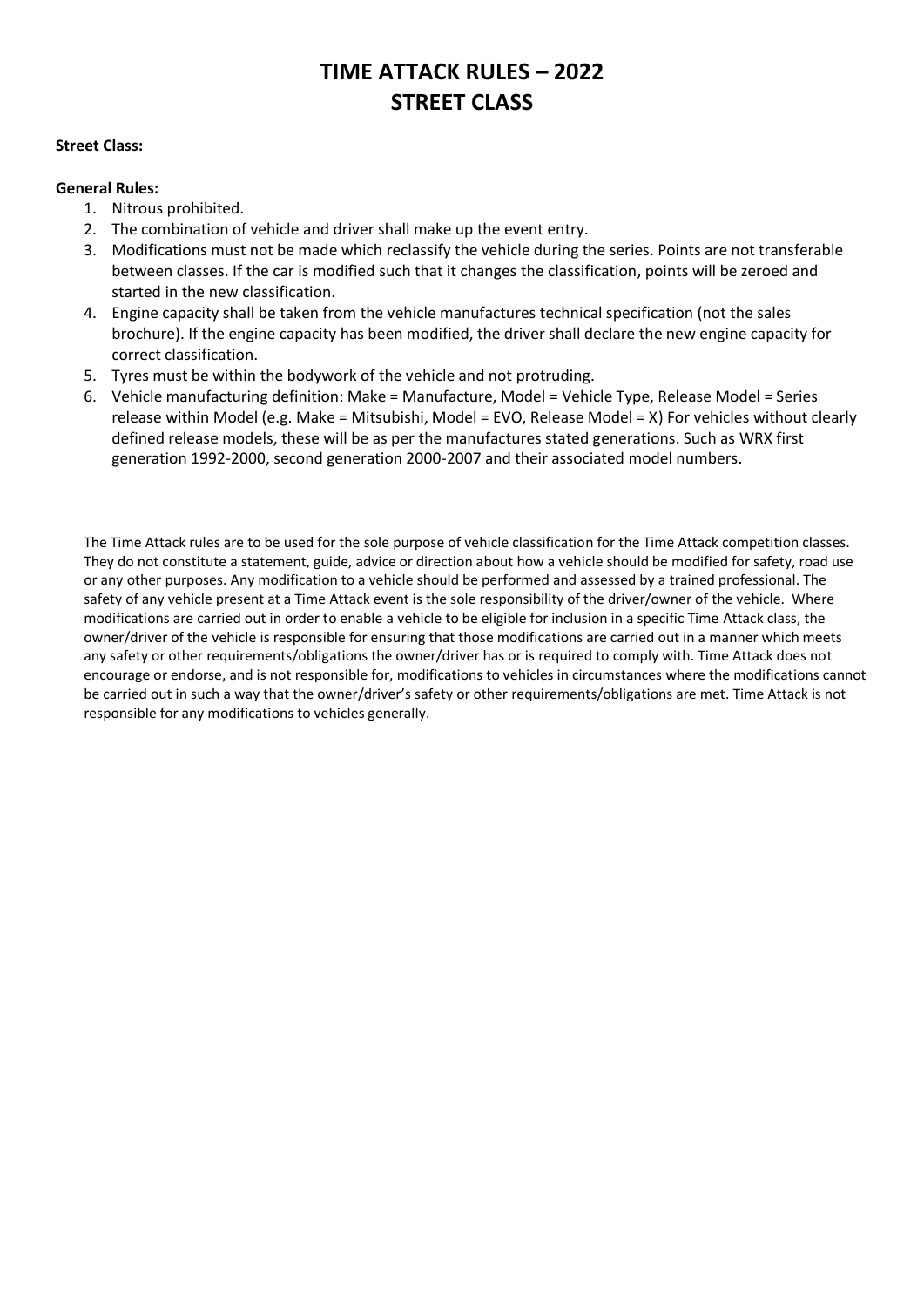# TIME ATTACK RULES – 2022
# STREET CLASS

**Street Class:**

**General Rules:**

1. Nitrous prohibited.
2. The combination of vehicle and driver shall make up the event entry.
3. Modifications must not be made which reclassify the vehicle during the series. Points are not transferable between classes. If the car is modified such that it changes the classification, points will be zeroed and started in the new classification.
4. Engine capacity shall be taken from the vehicle manufactures technical specification (not the sales brochure). If the engine capacity has been modified, the driver shall declare the new engine capacity for correct classification.
5. Tyres must be within the bodywork of the vehicle and not protruding.
6. Vehicle manufacturing definition: Make = Manufacture, Model = Vehicle Type, Release Model = Series release within Model (e.g. Make = Mitsubishi, Model = EVO, Release Model = X) For vehicles without clearly defined release models, these will be as per the manufactures stated generations. Such as WRX first generation 1992-2000, second generation 2000-2007 and their associated model numbers.

The Time Attack rules are to be used for the sole purpose of vehicle classification for the Time Attack competition classes. They do not constitute a statement, guide, advice or direction about how a vehicle should be modified for safety, road use or any other purposes. Any modification to a vehicle should be performed and assessed by a trained professional. The safety of any vehicle present at a Time Attack event is the sole responsibility of the driver/owner of the vehicle. Where modifications are carried out in order to enable a vehicle to be eligible for inclusion in a specific Time Attack class, the owner/driver of the vehicle is responsible for ensuring that those modifications are carried out in a manner which meets any safety or other requirements/obligations the owner/driver has or is required to comply with. Time Attack does not encourage or endorse, and is not responsible for, modifications to vehicles in circumstances where the modifications cannot be carried out in such a way that the owner/driver's safety or other requirements/obligations are met. Time Attack is not responsible for any modifications to vehicles generally.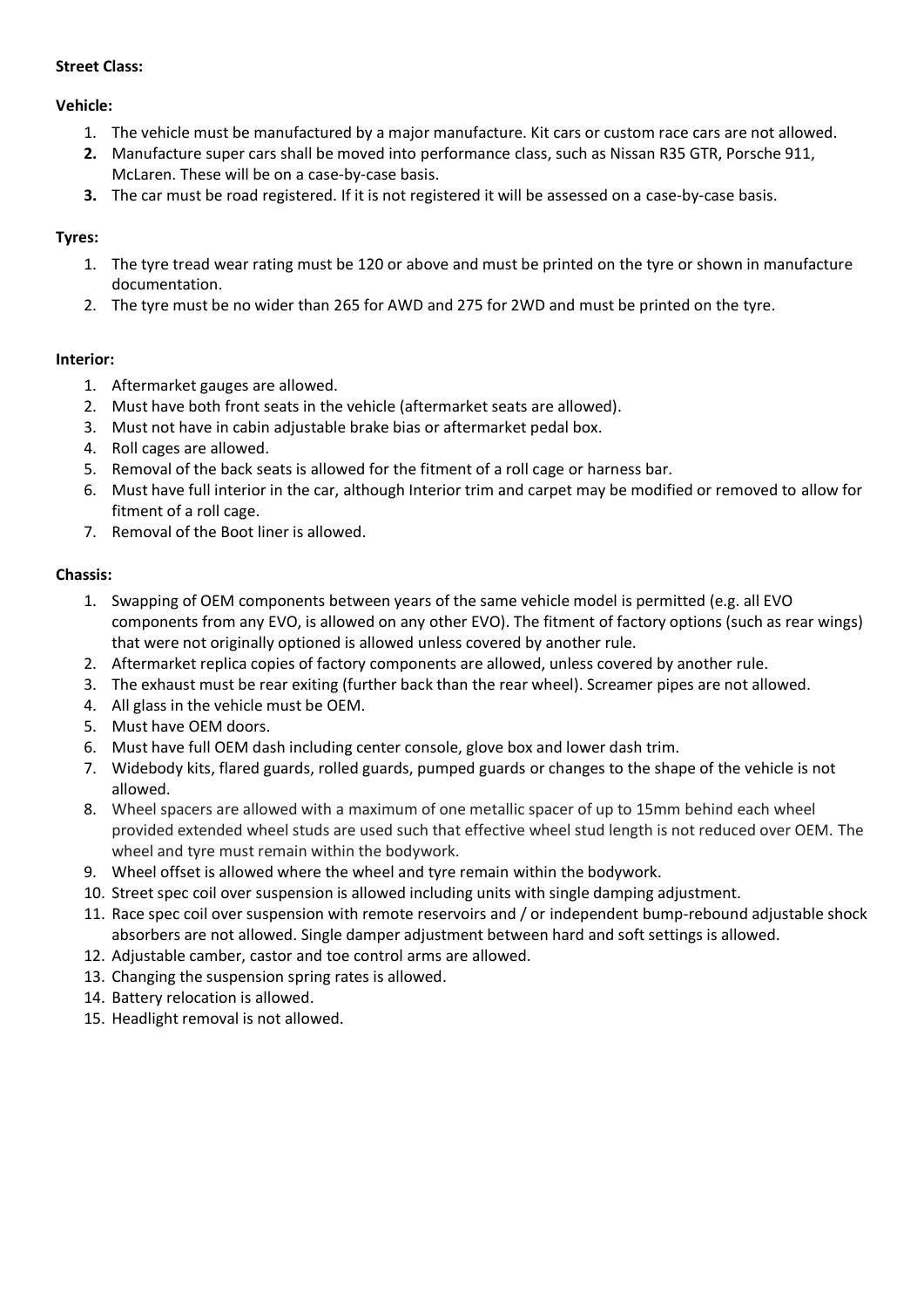**Street Class:**

**Vehicle:**

1. The vehicle must be manufactured by a major manufacture. Kit cars or custom race cars are not allowed.
2. Manufacture super cars shall be moved into performance class, such as Nissan R35 GTR, Porsche 911, McLaren. These will be on a case-by-case basis.
3. The car must be road registered. If it is not registered it will be assessed on a case-by-case basis.

**Tyres:**

1. The tyre tread wear rating must be 120 or above and must be printed on the tyre or shown in manufacture documentation.
2. The tyre must be no wider than 265 for AWD and 275 for 2WD and must be printed on the tyre.

**Interior:**

1. Aftermarket gauges are allowed.
2. Must have both front seats in the vehicle (aftermarket seats are allowed).
3. Must not have in cabin adjustable brake bias or aftermarket pedal box.
4. Roll cages are allowed.
5. Removal of the back seats is allowed for the fitment of a roll cage or harness bar.
6. Must have full interior in the car, although Interior trim and carpet may be modified or removed to allow for fitment of a roll cage.
7. Removal of the Boot liner is allowed.

**Chassis:**

1. Swapping of OEM components between years of the same vehicle model is permitted (e.g. all EVO components from any EVO, is allowed on any other EVO). The fitment of factory options (such as rear wings) that were not originally optioned is allowed unless covered by another rule.
2. Aftermarket replica copies of factory components are allowed, unless covered by another rule.
3. The exhaust must be rear exiting (further back than the rear wheel). Screamer pipes are not allowed.
4. All glass in the vehicle must be OEM.
5. Must have OEM doors.
6. Must have full OEM dash including center console, glove box and lower dash trim.
7. Widebody kits, flared guards, rolled guards, pumped guards or changes to the shape of the vehicle is not allowed.
8. Wheel spacers are allowed with a maximum of one metallic spacer of up to 15mm behind each wheel provided extended wheel studs are used such that effective wheel stud length is not reduced over OEM. The wheel and tyre must remain within the bodywork.
9. Wheel offset is allowed where the wheel and tyre remain within the bodywork.
10. Street spec coil over suspension is allowed including units with single damping adjustment.
11. Race spec coil over suspension with remote reservoirs and / or independent bump-rebound adjustable shock absorbers are not allowed. Single damper adjustment between hard and soft settings is allowed.
12. Adjustable camber, castor and toe control arms are allowed.
13. Changing the suspension spring rates is allowed.
14. Battery relocation is allowed.
15. Headlight removal is not allowed.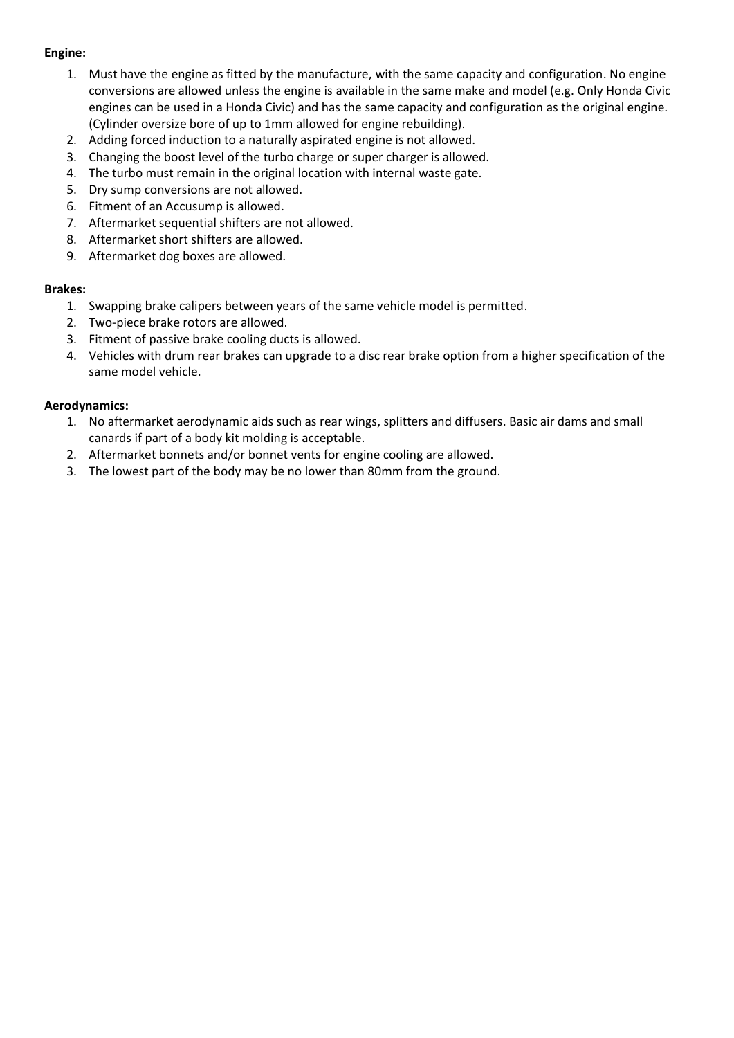**Engine:**

1. Must have the engine as fitted by the manufacture, with the same capacity and configuration. No engine conversions are allowed unless the engine is available in the same make and model (e.g. Only Honda Civic engines can be used in a Honda Civic) and has the same capacity and configuration as the original engine. (Cylinder oversize bore of up to 1mm allowed for engine rebuilding).
2. Adding forced induction to a naturally aspirated engine is not allowed.
3. Changing the boost level of the turbo charge or super charger is allowed.
4. The turbo must remain in the original location with internal waste gate.
5. Dry sump conversions are not allowed.
6. Fitment of an Accusump is allowed.
7. Aftermarket sequential shifters are not allowed.
8. Aftermarket short shifters are allowed.
9. Aftermarket dog boxes are allowed.

**Brakes:**

1. Swapping brake calipers between years of the same vehicle model is permitted.
2. Two-piece brake rotors are allowed.
3. Fitment of passive brake cooling ducts is allowed.
4. Vehicles with drum rear brakes can upgrade to a disc rear brake option from a higher specification of the same model vehicle.

**Aerodynamics:**

1. No aftermarket aerodynamic aids such as rear wings, splitters and diffusers. Basic air dams and small canards if part of a body kit molding is acceptable.
2. Aftermarket bonnets and/or bonnet vents for engine cooling are allowed.
3. The lowest part of the body may be no lower than 80mm from the ground.